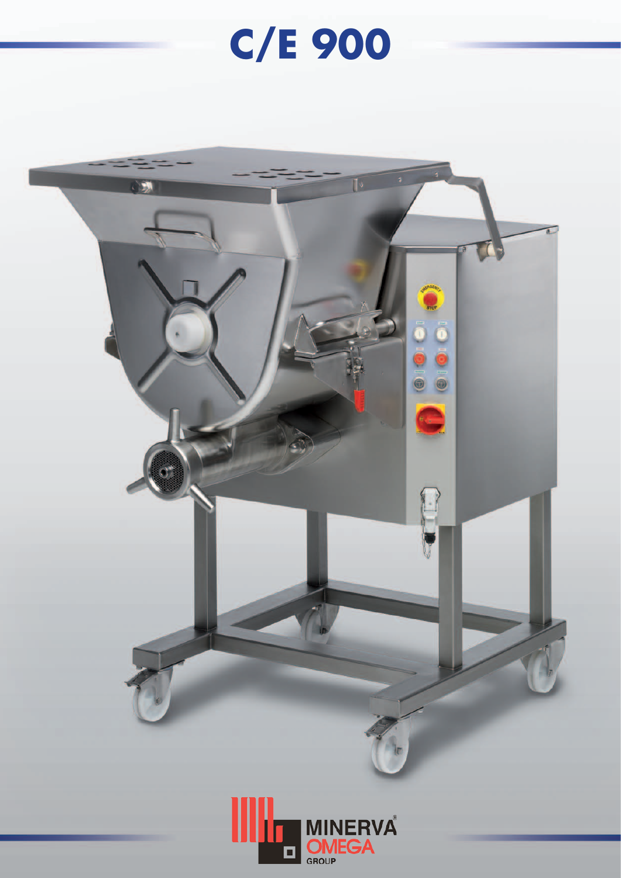# C/E 900

MINERVA® OMEGA GROUP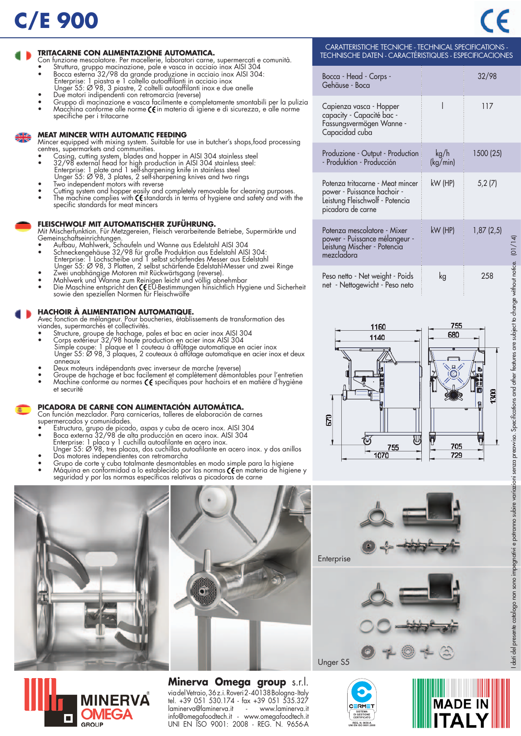# C/E 900

## TRITACARNE CON ALIMENTAZIONE AUTOMATICA.

Con funzione mescolatore. Per macellerie, laboratori carne, supermercati e comunità.

- Struttura, gruppo macinazione, pale e vasca in acciaio inox AISI 304
- Bocca esterna 32/98 da grande produzione in acciaio inox AISI 304:
  Enterprise: 1 piastra e 1 coltello autoaffilanti in acciaio inox
  Unger S5: Ø 98, 3 piastre, 2 coltelli autoaffilanti inox e due anelle
- Due motori indipendenti con retromarcia (reverse)
- Gruppo di macinazione e vasca facilmente e completamente smontabili per la pulizia
- Macchina conforme alle norme CE in materia di igiene e di sicurezza, e alle norme specifiche per i tritacarne

## MEAT MINCER WITH AUTOMATIC FEEDING

Mincer equipped with mixing system. Suitable for use in butcher's shops,food processing centres, supermarkets and communities.

- Casing, cutting system, blades and hopper in AISI 304 stainless steel
- 32/98 external head for high production in AISI 304 stainless steel:
  Enterprise: 1 plate and 1 self-sharpening knife in stainless steel
  Unger S5: Ø 98, 3 plates, 2 self-sharpening knives and two rings
- Two independent motors with reverse
- Cutting system and hopper easily and completely removable for cleaning purposes.
- The machine complies with CE standards in terms of hygiene and safety and with the specific standards for meat mincers

## FLEISCHWOLF MIT AUTOMATISCHER ZUFÜHRUNG.

Mit Mischerfunktion. Für Metzgereien, Fleisch verarbeitende Betriebe, Supermärkte und Gemeinschaftseinrichtungen.

- Aufbau, Mahlwerk, Schaufeln und Wanne aus Edelstahl AISI 304
- Schneckengehäuse 32/98 für große Produktion aus Edelstahl AISI 304:
  Enterprise: 1 Lochscheibe und 1 selbst schärfendes Messer aus Edelstahl
  Unger S5: Ø 98, 3 Platten, 2 selbst schärfende Edelstahl-Messer und zwei Ringe
- Zwei unabhängige Motoren mit Rückwärtsgang (reverse).
- Mahlwerk und Wanne zum Reinigen leicht und völlig abnehmbar
- Die Maschine entspricht den CE EU-Bestimmungen hinsichtlich Hygiene und Sicherheit sowie den speziellen Normen für Fleischwölfe

## HACHOIR À ALIMENTATION AUTOMATIQUE.

Avec fonction de mélangeur. Pour boucheries, établissements de transformation des viandes, supermarchés et collectivités.

- Structure, groupe de hachage, pales et bac en acier inox AISI 304
- Corps extérieur 32/98 haute production en acier inox AISI 304
  Simple coupe: 1 plaque et 1 couteau à affûtage automatique en acier inox
  Unger S5: Ø 98, 3 plaques, 2 couteaux à affûtage automatique en acier inox et deux anneaux
- Deux moteurs indépendants avec inverseur de marche (reverse)
- Groupe de hachage et bac facilement et complètement démontables pour l'entretien
- Machine conforme au normes CE specifiques pour hachoirs et en matière d'hygiène et securité

## PICADORA DE CARNE CON ALIMENTACIÓN AUTOMÁTICA.

Con función mezclador. Para carnicerías, talleres de elaboración de carnes supermercados y comunidades.

- Estructura, grupo de picado, aspas y cuba de acero inox. AISI 304
- Boca externa 32/98 de alta producción en acero inox. AISI 304
  Enterprise: 1 placa y 1 cuchilla autoafilante en acero inox.
  Unger S5: Ø 98, tres placas, dos cuchillas autoafilante en acero inox. y dos anillos
- Dos motores independientes con retromarcia
- Grupo de corte y cuba totalmente desmontables en modo simple para la higiene
- Máquina en conformidad a lo establecido por las normas CE en materia de higiene y seguridad y por las normas específicas relativas a picadoras de carne

## CARATTERISTICHE TECNICHE - TECHNICAL SPECIFICATIONS - TECHNISCHE DATEN - CARACTÉRISTIQUES - ESPECIFICACIONES

| | | |
|---|---|---|
| Bocca - Head - Corps - Gehäuse - Boca | | 32/98 |
| Capienza vasca - Hopper capacity - Capacité bac - Fassungsvermögen Wanne - Capacidad cuba | l | 117 |
| Produzione - Output - Production - Produktion - Producción | kg/h (kg/min) | 1500 (25) |
| Potenza tritacarne - Meat mincer power - Puissance hachoir - Leistung Fleischwolf - Potencia picadora de carne | kW (HP) | 5,2 (7) |
| Potenza mescolatore - Mixer power - Puissance mélangeur - Leistung Mischer - Potencia mezcladora | kW (HP) | 1,87 (2,5) |
| Peso netto - Net weight - Poids net - Nettogewicht - Peso neto | kg | 258 |

1160
1140
670
755
1070
755
680
1300
705
729

Enterprise

Unger S5

I dati del presente catalogo non sono impegnativi e potranno subire variazioni senza preavviso. Specifications and other features are subject to change without notice. (01/14)

**Minerva Omega group** s.r.l.
via del Vetraio, 36 z.i. Roveri 2 - 40138 Bologna - Italy
tel. +39 051 530.174 - fax +39 051 535.327
laminerva@laminerva.it - www.laminerva.it
info@omegafoodtech.it - www.omegafoodtech.it
UNI EN ISO 9001: 2008 - REG. N. 9656-A

MINERVA OMEGA GROUP

MADE IN ITALY